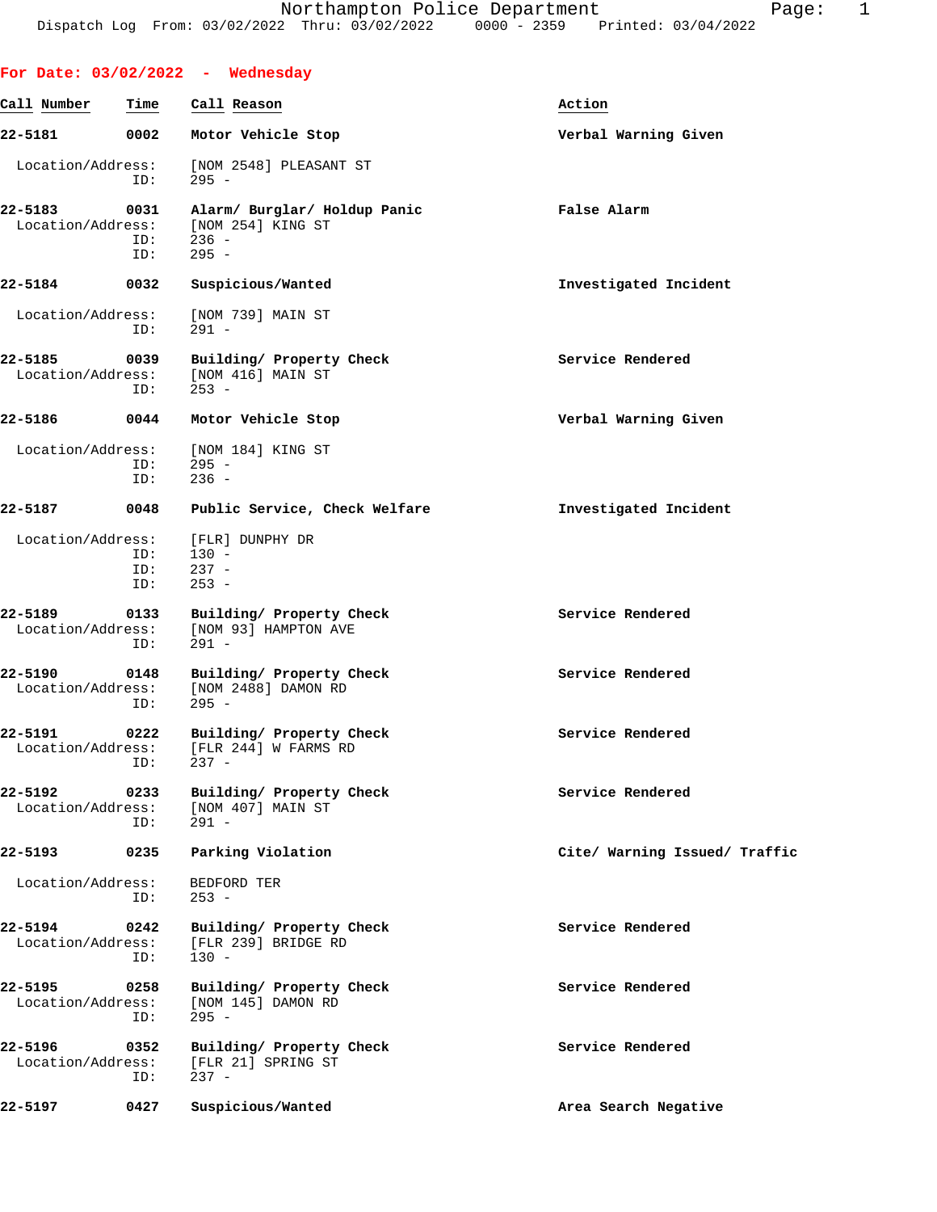**For Date: 03/02/2022 - Wednesday**

| Call Number | Time | Call Reason | Action |
|---|---|---|---|
| 22-5181 | 0002 | Motor Vehicle Stop | Verbal Warning Given |

Location/Address: [NOM 2548] PLEASANT ST
ID: 295 -

| Call Number | Time | Call Reason | Action |
|---|---|---|---|
| 22-5183 | 0031 | Alarm/ Burglar/ Holdup Panic | False Alarm |

Location/Address: [NOM 254] KING ST
ID: 236 -
ID: 295 -

| Call Number | Time | Call Reason | Action |
|---|---|---|---|
| 22-5184 | 0032 | Suspicious/Wanted | Investigated Incident |

Location/Address: [NOM 739] MAIN ST
ID: 291 -

| Call Number | Time | Call Reason | Action |
|---|---|---|---|
| 22-5185 | 0039 | Building/ Property Check | Service Rendered |

Location/Address: [NOM 416] MAIN ST
ID: 253 -

| Call Number | Time | Call Reason | Action |
|---|---|---|---|
| 22-5186 | 0044 | Motor Vehicle Stop | Verbal Warning Given |

Location/Address: [NOM 184] KING ST
ID: 295 -
ID: 236 -

| Call Number | Time | Call Reason | Action |
|---|---|---|---|
| 22-5187 | 0048 | Public Service, Check Welfare | Investigated Incident |

Location/Address: [FLR] DUNPHY DR
ID: 130 -
ID: 237 -
ID: 253 -

| Call Number | Time | Call Reason | Action |
|---|---|---|---|
| 22-5189 | 0133 | Building/ Property Check | Service Rendered |

Location/Address: [NOM 93] HAMPTON AVE
ID: 291 -

| Call Number | Time | Call Reason | Action |
|---|---|---|---|
| 22-5190 | 0148 | Building/ Property Check | Service Rendered |

Location/Address: [NOM 2488] DAMON RD
ID: 295 -

| Call Number | Time | Call Reason | Action |
|---|---|---|---|
| 22-5191 | 0222 | Building/ Property Check | Service Rendered |

Location/Address: [FLR 244] W FARMS RD
ID: 237 -

| Call Number | Time | Call Reason | Action |
|---|---|---|---|
| 22-5192 | 0233 | Building/ Property Check | Service Rendered |

Location/Address: [NOM 407] MAIN ST
ID: 291 -

| Call Number | Time | Call Reason | Action |
|---|---|---|---|
| 22-5193 | 0235 | Parking Violation | Cite/ Warning Issued/ Traffic |

Location/Address: BEDFORD TER
ID: 253 -

| Call Number | Time | Call Reason | Action |
|---|---|---|---|
| 22-5194 | 0242 | Building/ Property Check | Service Rendered |

Location/Address: [FLR 239] BRIDGE RD
ID: 130 -

| Call Number | Time | Call Reason | Action |
|---|---|---|---|
| 22-5195 | 0258 | Building/ Property Check | Service Rendered |

Location/Address: [NOM 145] DAMON RD
ID: 295 -

| Call Number | Time | Call Reason | Action |
|---|---|---|---|
| 22-5196 | 0352 | Building/ Property Check | Service Rendered |

Location/Address: [FLR 21] SPRING ST
ID: 237 -

| Call Number | Time | Call Reason | Action |
|---|---|---|---|
| 22-5197 | 0427 | Suspicious/Wanted | Area Search Negative |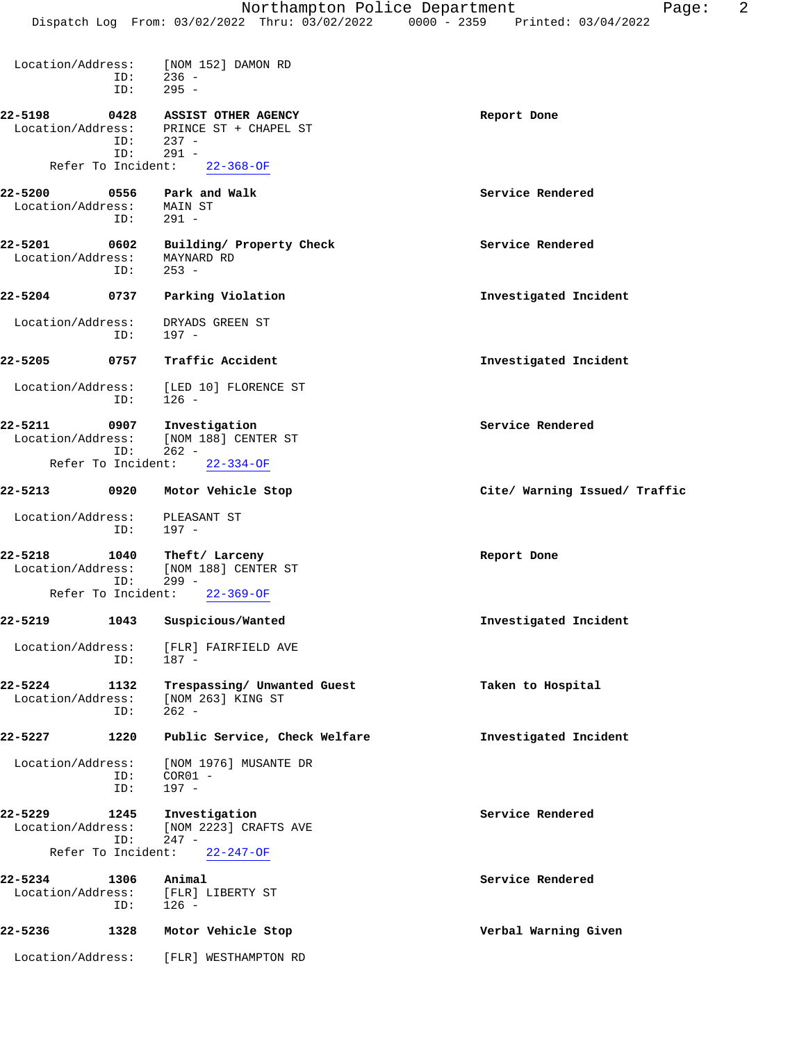Location/Address: [NOM 152] DAMON RD
ID: 236 -
ID: 295 -

**22-5198 0428 ASSIST OTHER AGENCY** — **Report Done**
Location/Address: PRINCE ST + CHAPEL ST
ID: 237 -
ID: 291 -
Refer To Incident: 22-368-OF

**22-5200 0556 Park and Walk** — **Service Rendered**
Location/Address: MAIN ST
ID: 291 -

**22-5201 0602 Building/ Property Check** — **Service Rendered**
Location/Address: MAYNARD RD
ID: 253 -

**22-5204 0737 Parking Violation** — **Investigated Incident**
Location/Address: DRYADS GREEN ST
ID: 197 -

**22-5205 0757 Traffic Accident** — **Investigated Incident**
Location/Address: [LED 10] FLORENCE ST
ID: 126 -

**22-5211 0907 Investigation** — **Service Rendered**
Location/Address: [NOM 188] CENTER ST
ID: 262 -
Refer To Incident: 22-334-OF

**22-5213 0920 Motor Vehicle Stop** — **Cite/ Warning Issued/ Traffic**
Location/Address: PLEASANT ST
ID: 197 -

**22-5218 1040 Theft/ Larceny** — **Report Done**
Location/Address: [NOM 188] CENTER ST
ID: 299 -
Refer To Incident: 22-369-OF

**22-5219 1043 Suspicious/Wanted** — **Investigated Incident**
Location/Address: [FLR] FAIRFIELD AVE
ID: 187 -

**22-5224 1132 Trespassing/ Unwanted Guest** — **Taken to Hospital**
Location/Address: [NOM 263] KING ST
ID: 262 -

**22-5227 1220 Public Service, Check Welfare** — **Investigated Incident**
Location/Address: [NOM 1976] MUSANTE DR
ID: COR01 -
ID: 197 -

**22-5229 1245 Investigation** — **Service Rendered**
Location/Address: [NOM 2223] CRAFTS AVE
ID: 247 -
Refer To Incident: 22-247-OF

**22-5234 1306 Animal** — **Service Rendered**
Location/Address: [FLR] LIBERTY ST
ID: 126 -

**22-5236 1328 Motor Vehicle Stop** — **Verbal Warning Given**
Location/Address: [FLR] WESTHAMPTON RD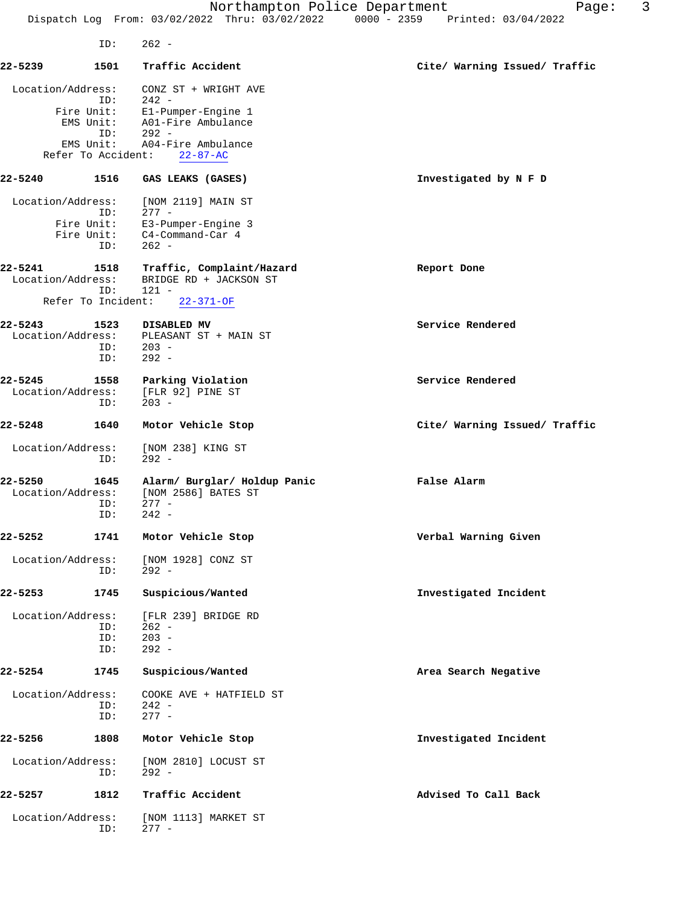ID: 262 -

**22-5239 1501 Traffic Accident** — **Cite/ Warning Issued/ Traffic**

Location/Address: CONZ ST + WRIGHT AVE
ID: 242 -
Fire Unit: E1-Pumper-Engine 1
EMS Unit: A01-Fire Ambulance
ID: 292 -
EMS Unit: A04-Fire Ambulance
Refer To Accident: 22-87-AC

**22-5240 1516 GAS LEAKS (GASES)** — **Investigated by N F D**

Location/Address: [NOM 2119] MAIN ST
ID: 277 -
Fire Unit: E3-Pumper-Engine 3
Fire Unit: C4-Command-Car 4
ID: 262 -

**22-5241 1518 Traffic, Complaint/Hazard** — **Report Done**

Location/Address: BRIDGE RD + JACKSON ST
ID: 121 -
Refer To Incident: 22-371-OF

**22-5243 1523 DISABLED MV** — **Service Rendered**

Location/Address: PLEASANT ST + MAIN ST
ID: 203 -
ID: 292 -

**22-5245 1558 Parking Violation** — **Service Rendered**

Location/Address: [FLR 92] PINE ST
ID: 203 -

**22-5248 1640 Motor Vehicle Stop** — **Cite/ Warning Issued/ Traffic**

Location/Address: [NOM 238] KING ST
ID: 292 -

**22-5250 1645 Alarm/ Burglar/ Holdup Panic** — **False Alarm**

Location/Address: [NOM 2586] BATES ST
ID: 277 -
ID: 242 -

**22-5252 1741 Motor Vehicle Stop** — **Verbal Warning Given**

Location/Address: [NOM 1928] CONZ ST
ID: 292 -

**22-5253 1745 Suspicious/Wanted** — **Investigated Incident**

Location/Address: [FLR 239] BRIDGE RD
ID: 262 -
ID: 203 -
ID: 292 -

**22-5254 1745 Suspicious/Wanted** — **Area Search Negative**

Location/Address: COOKE AVE + HATFIELD ST
ID: 242 -
ID: 277 -

**22-5256 1808 Motor Vehicle Stop** — **Investigated Incident**

Location/Address: [NOM 2810] LOCUST ST
ID: 292 -

**22-5257 1812 Traffic Accident** — **Advised To Call Back**

Location/Address: [NOM 1113] MARKET ST
ID: 277 -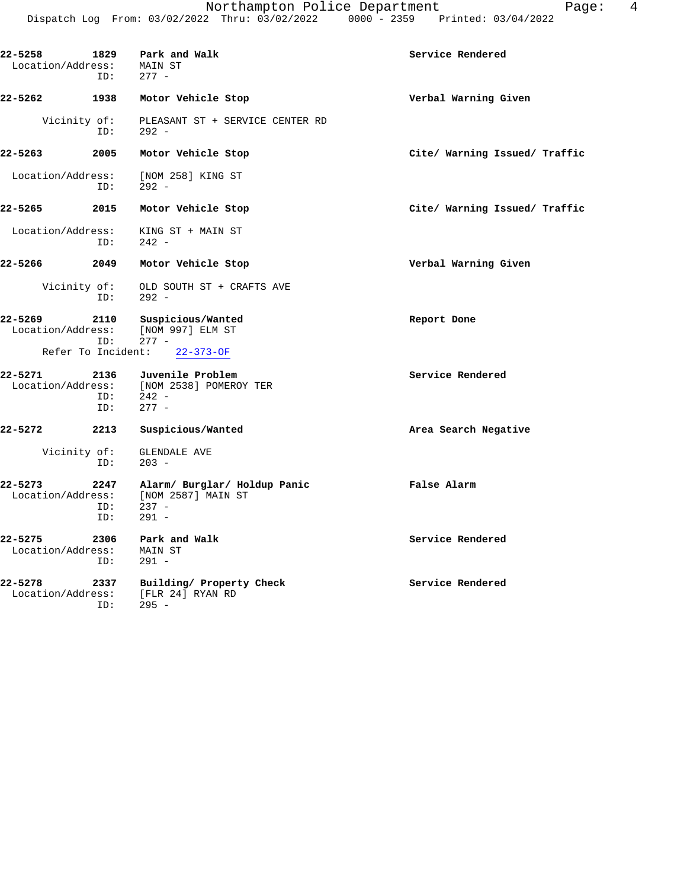**22-5258** **1829** **Park and Walk** **Service Rendered**
Location/Address: MAIN ST
ID: 277 -

**22-5262** **1938** **Motor Vehicle Stop** **Verbal Warning Given**
Vicinity of: PLEASANT ST + SERVICE CENTER RD
ID: 292 -

**22-5263** **2005** **Motor Vehicle Stop** **Cite/ Warning Issued/ Traffic**
Location/Address: [NOM 258] KING ST
ID: 292 -

**22-5265** **2015** **Motor Vehicle Stop** **Cite/ Warning Issued/ Traffic**
Location/Address: KING ST + MAIN ST
ID: 242 -

**22-5266** **2049** **Motor Vehicle Stop** **Verbal Warning Given**
Vicinity of: OLD SOUTH ST + CRAFTS AVE
ID: 292 -

**22-5269** **2110** **Suspicious/Wanted** **Report Done**
Location/Address: [NOM 997] ELM ST
ID: 277 -
Refer To Incident: 22-373-OF

**22-5271** **2136** **Juvenile Problem** **Service Rendered**
Location/Address: [NOM 2538] POMEROY TER
ID: 242 -
ID: 277 -

**22-5272** **2213** **Suspicious/Wanted** **Area Search Negative**
Vicinity of: GLENDALE AVE
ID: 203 -

**22-5273** **2247** **Alarm/ Burglar/ Holdup Panic** **False Alarm**
Location/Address: [NOM 2587] MAIN ST
ID: 237 -
ID: 291 -

**22-5275** **2306** **Park and Walk** **Service Rendered**
Location/Address: MAIN ST
ID: 291 -

**22-5278** **2337** **Building/ Property Check** **Service Rendered**
Location/Address: [FLR 24] RYAN RD
ID: 295 -